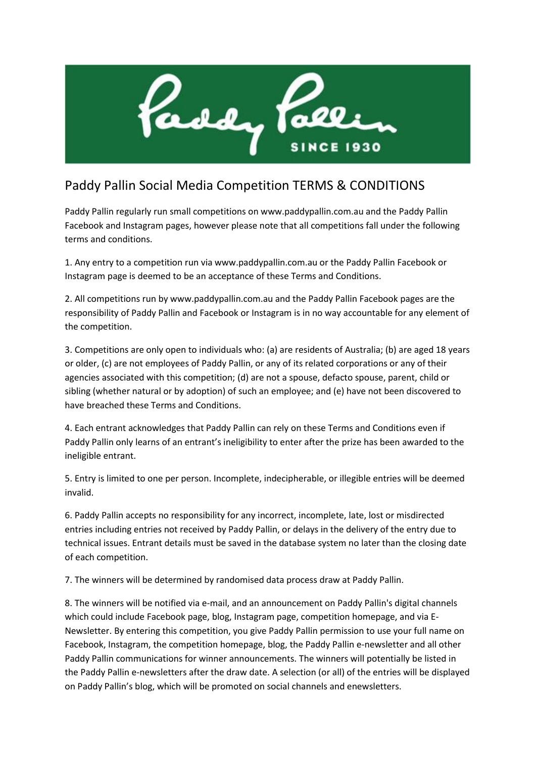# Paddy Pallin Social Media Competition TERMS & CONDITIONS

Paddy Pallin regularly run small competitions on www.paddypallin.com.au and the Paddy Pallin Facebook and Instagram pages, however please note that all competitions fall under the following terms and conditions.

1. Any entry to a competition run via www.paddypallin.com.au or the Paddy Pallin Facebook or Instagram page is deemed to be an acceptance of these Terms and Conditions.

2. All competitions run by www.paddypallin.com.au and the Paddy Pallin Facebook pages are the responsibility of Paddy Pallin and Facebook or Instagram is in no way accountable for any element of the competition.

3. Competitions are only open to individuals who: (a) are residents of Australia; (b) are aged 18 years or older, (c) are not employees of Paddy Pallin, or any of its related corporations or any of their agencies associated with this competition; (d) are not a spouse, defacto spouse, parent, child or sibling (whether natural or by adoption) of such an employee; and (e) have not been discovered to have breached these Terms and Conditions.

4. Each entrant acknowledges that Paddy Pallin can rely on these Terms and Conditions even if Paddy Pallin only learns of an entrant's ineligibility to enter after the prize has been awarded to the ineligible entrant.

5. Entry is limited to one per person. Incomplete, indecipherable, or illegible entries will be deemed invalid.

6. Paddy Pallin accepts no responsibility for any incorrect, incomplete, late, lost or misdirected entries including entries not received by Paddy Pallin, or delays in the delivery of the entry due to technical issues. Entrant details must be saved in the database system no later than the closing date of each competition.

7. The winners will be determined by randomised data process draw at Paddy Pallin.

8. The winners will be notified via e-mail, and an announcement on Paddy Pallin's digital channels which could include Facebook page, blog, Instagram page, competition homepage, and via E-Newsletter. By entering this competition, you give Paddy Pallin permission to use your full name on Facebook, Instagram, the competition homepage, blog, the Paddy Pallin e-newsletter and all other Paddy Pallin communications for winner announcements. The winners will potentially be listed in the Paddy Pallin e-newsletters after the draw date. A selection (or all) of the entries will be displayed on Paddy Pallin's blog, which will be promoted on social channels and enewsletters.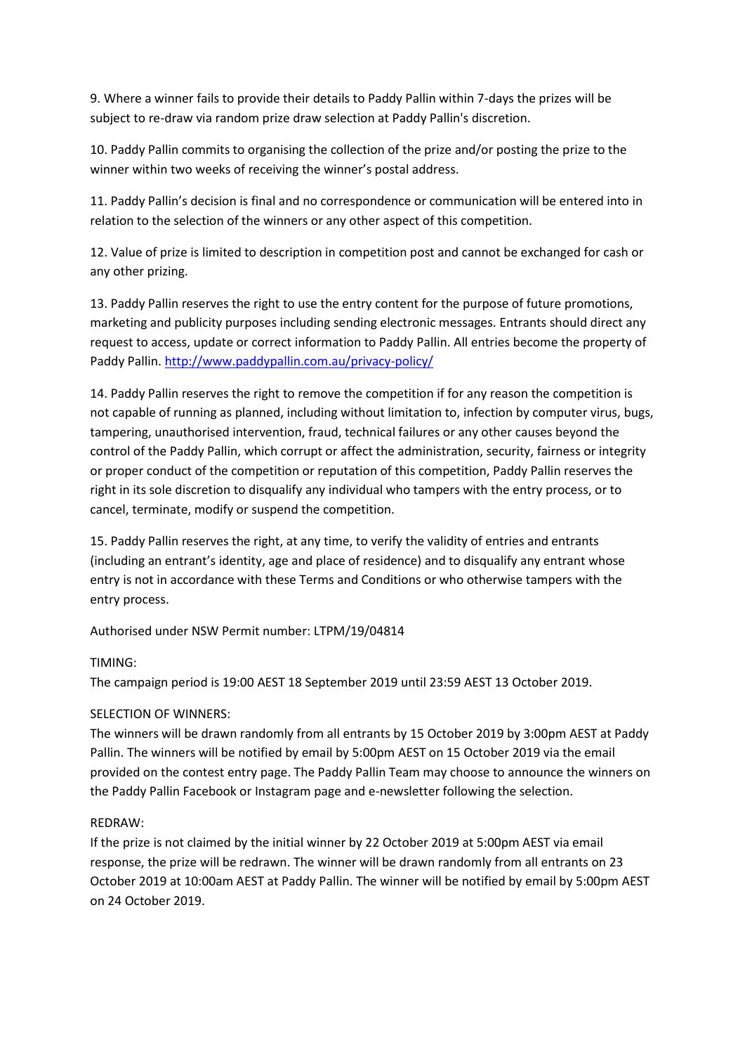9. Where a winner fails to provide their details to Paddy Pallin within 7-days the prizes will be subject to re-draw via random prize draw selection at Paddy Pallin's discretion.

10. Paddy Pallin commits to organising the collection of the prize and/or posting the prize to the winner within two weeks of receiving the winner's postal address.

11. Paddy Pallin's decision is final and no correspondence or communication will be entered into in relation to the selection of the winners or any other aspect of this competition.

12. Value of prize is limited to description in competition post and cannot be exchanged for cash or any other prizing.

13. Paddy Pallin reserves the right to use the entry content for the purpose of future promotions, marketing and publicity purposes including sending electronic messages. Entrants should direct any request to access, update or correct information to Paddy Pallin. All entries become the property of Paddy Pallin. [http://www.paddypallin.com.au/privacy-policy/](http://www.paddypallin.com.au/privacy-policy/)

14. Paddy Pallin reserves the right to remove the competition if for any reason the competition is not capable of running as planned, including without limitation to, infection by computer virus, bugs, tampering, unauthorised intervention, fraud, technical failures or any other causes beyond the control of the Paddy Pallin, which corrupt or affect the administration, security, fairness or integrity or proper conduct of the competition or reputation of this competition, Paddy Pallin reserves the right in its sole discretion to disqualify any individual who tampers with the entry process, or to cancel, terminate, modify or suspend the competition.

15. Paddy Pallin reserves the right, at any time, to verify the validity of entries and entrants (including an entrant's identity, age and place of residence) and to disqualify any entrant whose entry is not in accordance with these Terms and Conditions or who otherwise tampers with the entry process.

Authorised under NSW Permit number: LTPM/19/04814

TIMING:
The campaign period is 19:00 AEST 18 September 2019 until 23:59 AEST 13 October 2019.

SELECTION OF WINNERS:
The winners will be drawn randomly from all entrants by 15 October 2019 by 3:00pm AEST at Paddy Pallin. The winners will be notified by email by 5:00pm AEST on 15 October 2019 via the email provided on the contest entry page. The Paddy Pallin Team may choose to announce the winners on the Paddy Pallin Facebook or Instagram page and e-newsletter following the selection.

REDRAW:
If the prize is not claimed by the initial winner by 22 October 2019 at 5:00pm AEST via email response, the prize will be redrawn. The winner will be drawn randomly from all entrants on 23 October 2019 at 10:00am AEST at Paddy Pallin. The winner will be notified by email by 5:00pm AEST on 24 October 2019.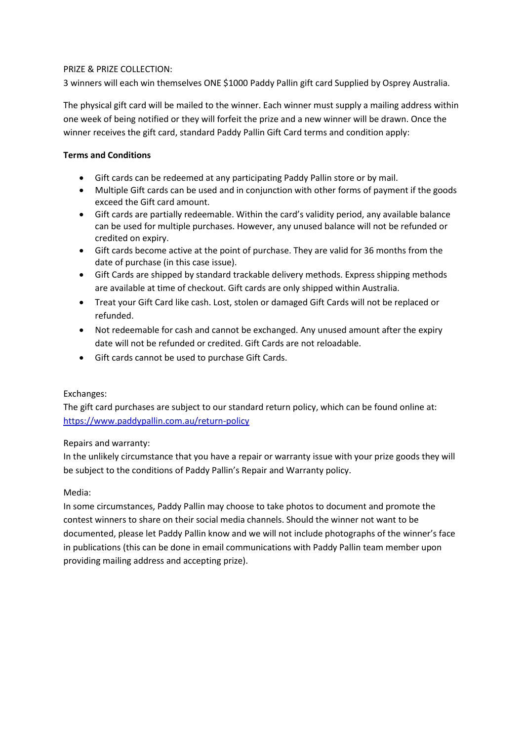PRIZE & PRIZE COLLECTION:

3 winners will each win themselves ONE $1000 Paddy Pallin gift card Supplied by Osprey Australia.

The physical gift card will be mailed to the winner. Each winner must supply a mailing address within one week of being notified or they will forfeit the prize and a new winner will be drawn. Once the winner receives the gift card, standard Paddy Pallin Gift Card terms and condition apply:

**Terms and Conditions**

- Gift cards can be redeemed at any participating Paddy Pallin store or by mail.
- Multiple Gift cards can be used and in conjunction with other forms of payment if the goods exceed the Gift card amount.
- Gift cards are partially redeemable. Within the card's validity period, any available balance can be used for multiple purchases. However, any unused balance will not be refunded or credited on expiry.
- Gift cards become active at the point of purchase. They are valid for 36 months from the date of purchase (in this case issue).
- Gift Cards are shipped by standard trackable delivery methods. Express shipping methods are available at time of checkout. Gift cards are only shipped within Australia.
- Treat your Gift Card like cash. Lost, stolen or damaged Gift Cards will not be replaced or refunded.
- Not redeemable for cash and cannot be exchanged. Any unused amount after the expiry date will not be refunded or credited. Gift Cards are not reloadable.
- Gift cards cannot be used to purchase Gift Cards.

Exchanges:

The gift card purchases are subject to our standard return policy, which can be found online at: https://www.paddypallin.com.au/return-policy

Repairs and warranty:

In the unlikely circumstance that you have a repair or warranty issue with your prize goods they will be subject to the conditions of Paddy Pallin's Repair and Warranty policy.

Media:

In some circumstances, Paddy Pallin may choose to take photos to document and promote the contest winners to share on their social media channels. Should the winner not want to be documented, please let Paddy Pallin know and we will not include photographs of the winner's face in publications (this can be done in email communications with Paddy Pallin team member upon providing mailing address and accepting prize).